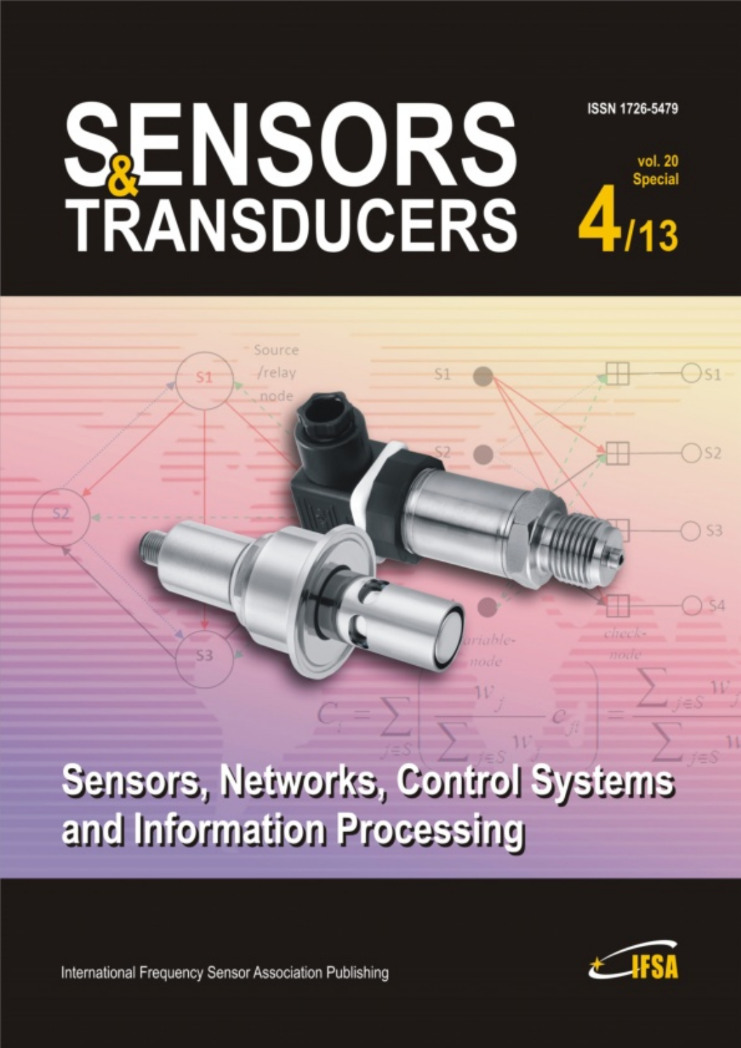# SENSORS & TRANSDUCERS

ISSN 1726-5479

vol. 20 Special

4/13

## Sensors, Networks, Control Systems and Information Processing

International Frequency Sensor Association Publishing

IFSA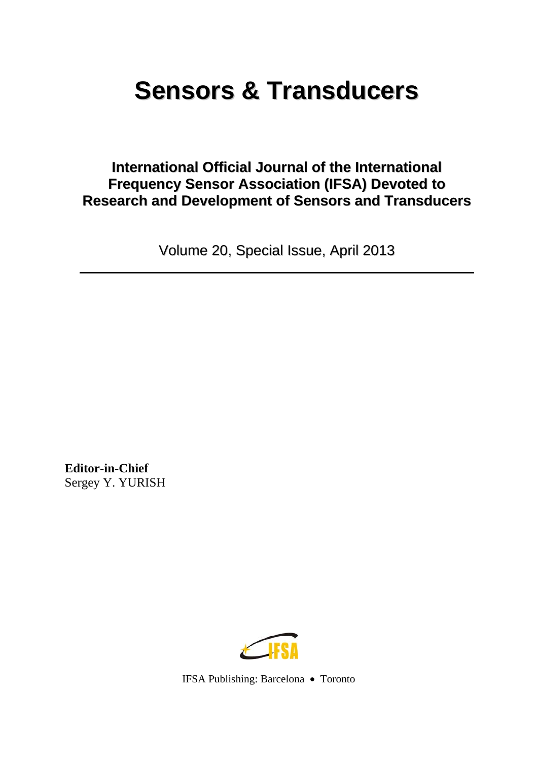# Sensors & Transducers

## International Official Journal of the International Frequency Sensor Association (IFSA) Devoted to Research and Development of Sensors and Transducers

Volume 20, Special Issue, April 2013

**Editor-in-Chief**
Sergey Y. YURISH

IFSA Publishing: Barcelona • Toronto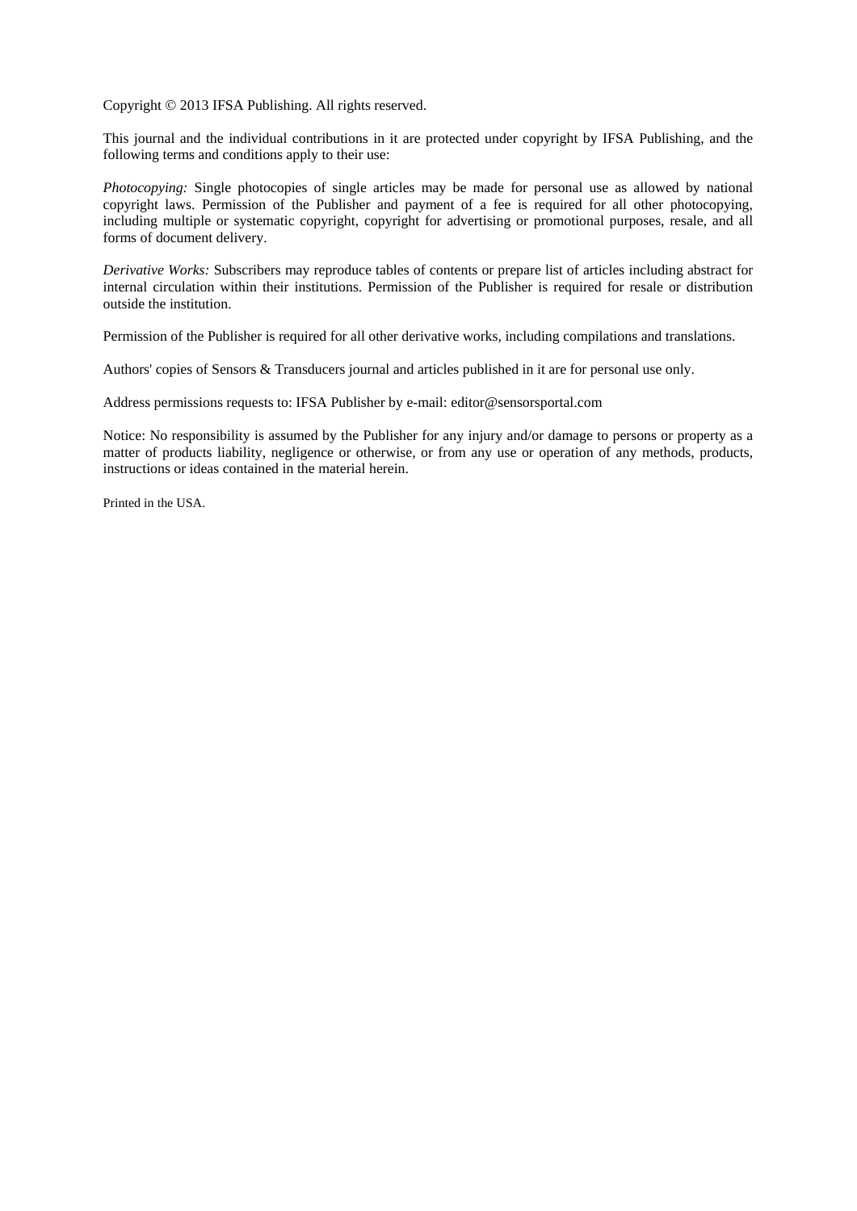Copyright © 2013 IFSA Publishing. All rights reserved.

This journal and the individual contributions in it are protected under copyright by IFSA Publishing, and the following terms and conditions apply to their use:

*Photocopying:* Single photocopies of single articles may be made for personal use as allowed by national copyright laws. Permission of the Publisher and payment of a fee is required for all other photocopying, including multiple or systematic copyright, copyright for advertising or promotional purposes, resale, and all forms of document delivery.

*Derivative Works:* Subscribers may reproduce tables of contents or prepare list of articles including abstract for internal circulation within their institutions. Permission of the Publisher is required for resale or distribution outside the institution.

Permission of the Publisher is required for all other derivative works, including compilations and translations.

Authors' copies of Sensors & Transducers journal and articles published in it are for personal use only.

Address permissions requests to: IFSA Publisher by e-mail: editor@sensorsportal.com

Notice: No responsibility is assumed by the Publisher for any injury and/or damage to persons or property as a matter of products liability, negligence or otherwise, or from any use or operation of any methods, products, instructions or ideas contained in the material herein.

Printed in the USA.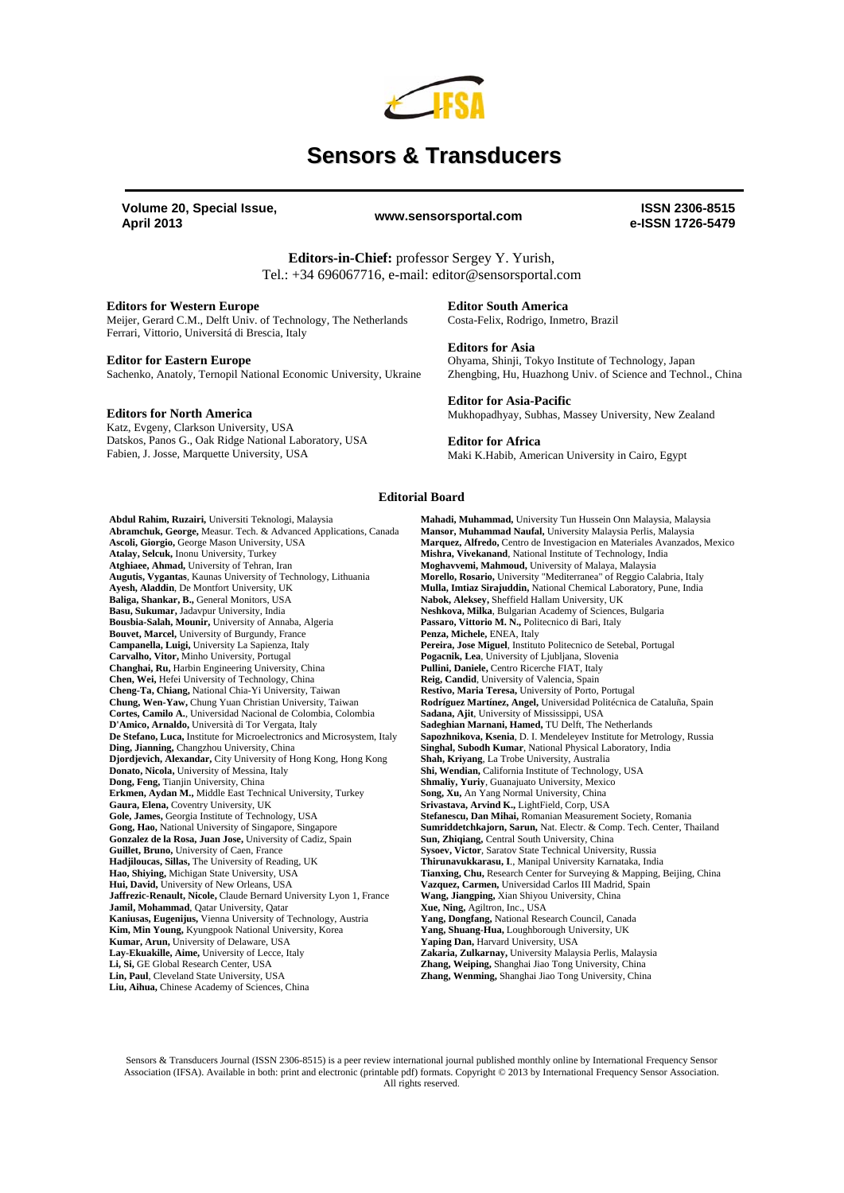# Sensors & Transducers

**Volume 20, Special Issue, April 2013**

**www.sensorsportal.com**

**ISSN 2306-8515**
**e-ISSN 1726-5479**

**Editors-in-Chief:** professor Sergey Y. Yurish,
Tel.: +34 696067716, e-mail: editor@sensorsportal.com

**Editors for Western Europe**
Meijer, Gerard C.M., Delft Univ. of Technology, The Netherlands
Ferrari, Vittorio, Universitá di Brescia, Italy

**Editor for Eastern Europe**
Sachenko, Anatoly, Ternopil National Economic University, Ukraine

**Editors for North America**
Katz, Evgeny, Clarkson University, USA
Datskos, Panos G., Oak Ridge National Laboratory, USA
Fabien, J. Josse, Marquette University, USA

**Editor South America**
Costa-Felix, Rodrigo, Inmetro, Brazil

**Editors for Asia**
Ohyama, Shinji, Tokyo Institute of Technology, Japan
Zhengbing, Hu, Huazhong Univ. of Science and Technol., China

**Editor for Asia-Pacific**
Mukhopadhyay, Subhas, Massey University, New Zealand

**Editor for Africa**
Maki K.Habib, American University in Cairo, Egypt

## Editorial Board

**Abdul Rahim, Ruzairi,** Universiti Teknologi, Malaysia
**Abramchuk, George,** Measur. Tech. & Advanced Applications, Canada
**Ascoli, Giorgio,** George Mason University, USA
**Atalay, Selcuk,** Inonu University, Turkey
**Atghiaee, Ahmad,** University of Tehran, Iran
**Augutis, Vygantas**, Kaunas University of Technology, Lithuania
**Ayesh, Aladdin**, De Montfort University, UK
**Baliga, Shankar, B.,** General Monitors, USA
**Basu, Sukumar,** Jadavpur University, India
**Bousbia-Salah, Mounir,** University of Annaba, Algeria
**Bouvet, Marcel,** University of Burgundy, France
**Campanella, Luigi,** University La Sapienza, Italy
**Carvalho, Vitor,** Minho University, Portugal
**Changhai, Ru,** Harbin Engineering University, China
**Chen, Wei,** Hefei University of Technology, China
**Cheng-Ta, Chiang,** National Chia-Yi University, Taiwan
**Chung, Wen-Yaw,** Chung Yuan Christian University, Taiwan
**Cortes, Camilo A.**, Universidad Nacional de Colombia, Colombia
**D'Amico, Arnaldo,** Università di Tor Vergata, Italy
**De Stefano, Luca,** Institute for Microelectronics and Microsystem, Italy
**Ding, Jianning,** Changzhou University, China
**Djordjevich, Alexandar,** City University of Hong Kong, Hong Kong
**Donato, Nicola,** University of Messina, Italy
**Dong, Feng,** Tianjin University, China
**Erkmen, Aydan M.,** Middle East Technical University, Turkey
**Gaura, Elena,** Coventry University, UK
**Gole, James,** Georgia Institute of Technology, USA
**Gong, Hao,** National University of Singapore, Singapore
**Gonzalez de la Rosa, Juan Jose,** University of Cadiz, Spain
**Guillet, Bruno,** University of Caen, France
**Hadjiloucas, Sillas,** The University of Reading, UK
**Hao, Shiying,** Michigan State University, USA
**Hui, David,** University of New Orleans, USA
**Jaffrezic-Renault, Nicole,** Claude Bernard University Lyon 1, France
**Jamil, Mohammad**, Qatar University, Qatar
**Kaniusas, Eugenijus,** Vienna University of Technology, Austria
**Kim, Min Young,** Kyungpook National University, Korea
**Kumar, Arun,** University of Delaware, USA
**Lay-Ekuakille, Aime,** University of Lecce, Italy
**Li, Si,** GE Global Research Center, USA
**Lin, Paul**, Cleveland State University, USA
**Liu, Aihua,** Chinese Academy of Sciences, China
**Mahadi, Muhammad,** University Tun Hussein Onn Malaysia, Malaysia
**Mansor, Muhammad Naufal,** University Malaysia Perlis, Malaysia
**Marquez, Alfredo,** Centro de Investigacion en Materiales Avanzados, Mexico
**Mishra, Vivekanand**, National Institute of Technology, India
**Moghavvemi, Mahmoud,** University of Malaya, Malaysia
**Morello, Rosario,** University "Mediterranea" of Reggio Calabria, Italy
**Mulla, Imtiaz Sirajuddin,** National Chemical Laboratory, Pune, India
**Nabok, Aleksey,** Sheffield Hallam University, UK
**Neshkova, Milka**, Bulgarian Academy of Sciences, Bulgaria
**Passaro, Vittorio M. N.,** Politecnico di Bari, Italy
**Penza, Michele,** ENEA, Italy
**Pereira, Jose Miguel**, Instituto Politecnico de Setebal, Portugal
**Pogacnik, Lea**, University of Ljubljana, Slovenia
**Pullini, Daniele,** Centro Ricerche FIAT, Italy
**Reig, Candid**, University of Valencia, Spain
**Restivo, Maria Teresa,** University of Porto, Portugal
**Rodríguez Martínez, Angel,** Universidad Politécnica de Cataluña, Spain
**Sadana, Ajit**, University of Mississippi, USA
**Sadeghian Marnani, Hamed,** TU Delft, The Netherlands
**Sapozhnikova, Ksenia**, D. I. Mendeleyev Institute for Metrology, Russia
**Singhal, Subodh Kumar**, National Physical Laboratory, India
**Shah, Kriyang**, La Trobe University, Australia
**Shi, Wendian,** California Institute of Technology, USA
**Shmaliy, Yuriy**, Guanajuato University, Mexico
**Song, Xu,** An Yang Normal University, China
**Srivastava, Arvind K.,** LightField, Corp, USA
**Stefanescu, Dan Mihai,** Romanian Measurement Society, Romania
**Sumriddetchkajorn, Sarun,** Nat. Electr. & Comp. Tech. Center, Thailand
**Sun, Zhiqiang,** Central South University, China
**Sysoev, Victor**, Saratov State Technical University, Russia
**Thirunavukkarasu, I**., Manipal University Karnataka, India
**Tianxing, Chu,** Research Center for Surveying & Mapping, Beijing, China
**Vazquez, Carmen,** Universidad Carlos III Madrid, Spain
**Wang, Jiangping,** Xian Shiyou University, China
**Xue, Ning,** Agiltron, Inc., USA
**Yang, Dongfang,** National Research Council, Canada
**Yang, Shuang-Hua,** Loughborough University, UK
**Yaping Dan,** Harvard University, USA
**Zakaria, Zulkarnay,** University Malaysia Perlis, Malaysia
**Zhang, Weiping,** Shanghai Jiao Tong University, China
**Zhang, Wenming,** Shanghai Jiao Tong University, China

Sensors & Transducers Journal (ISSN 2306-8515) is a peer review international journal published monthly online by International Frequency Sensor Association (IFSA). Available in both: print and electronic (printable pdf) formats. Copyright © 2013 by International Frequency Sensor Association. All rights reserved.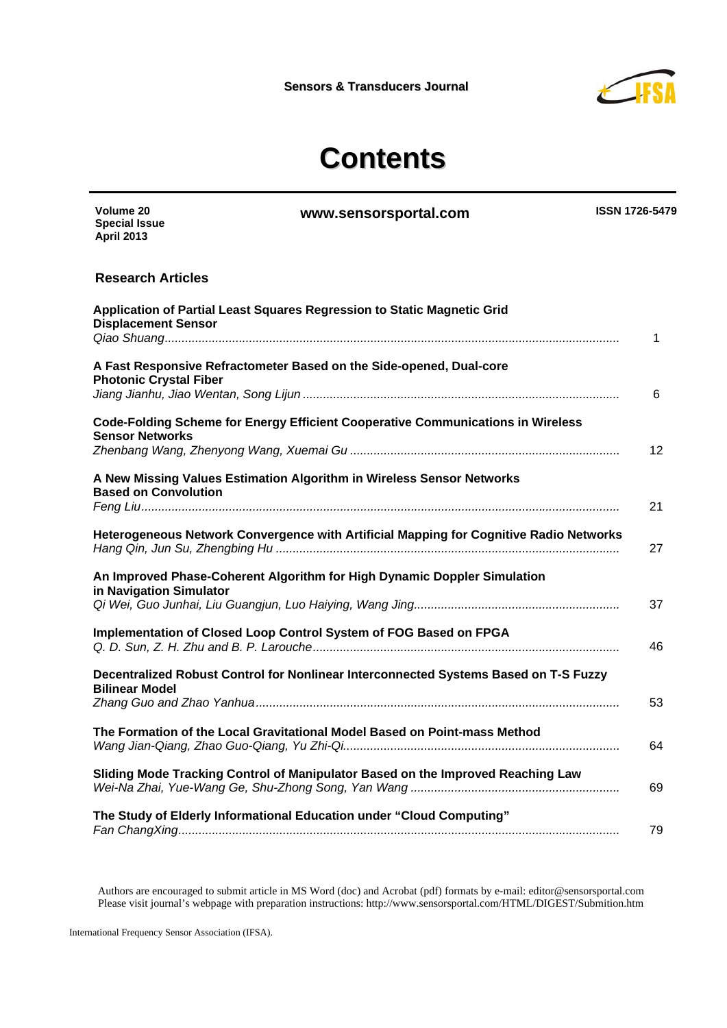**Sensors & Transducers Journal**

# Contents

**Volume 20**
**Special Issue**
**April 2013**

**www.sensorsportal.com**

**ISSN 1726-5479**

## Research Articles

**Application of Partial Least Squares Regression to Static Magnetic Grid Displacement Sensor**
*Qiao Shuang* ........ 1

**A Fast Responsive Refractometer Based on the Side-opened, Dual-core Photonic Crystal Fiber**
*Jiang Jianhu, Jiao Wentan, Song Lijun* ........ 6

**Code-Folding Scheme for Energy Efficient Cooperative Communications in Wireless Sensor Networks**
*Zhenbang Wang, Zhenyong Wang, Xuemai Gu* ........ 12

**A New Missing Values Estimation Algorithm in Wireless Sensor Networks Based on Convolution**
*Feng Liu* ........ 21

**Heterogeneous Network Convergence with Artificial Mapping for Cognitive Radio Networks**
*Hang Qin, Jun Su, Zhengbing Hu* ........ 27

**An Improved Phase-Coherent Algorithm for High Dynamic Doppler Simulation in Navigation Simulator**
*Qi Wei, Guo Junhai, Liu Guangjun, Luo Haiying, Wang Jing* ........ 37

**Implementation of Closed Loop Control System of FOG Based on FPGA**
*Q. D. Sun, Z. H. Zhu and B. P. Larouche* ........ 46

**Decentralized Robust Control for Nonlinear Interconnected Systems Based on T-S Fuzzy Bilinear Model**
*Zhang Guo and Zhao Yanhua* ........ 53

**The Formation of the Local Gravitational Model Based on Point-mass Method**
*Wang Jian-Qiang, Zhao Guo-Qiang, Yu Zhi-Qi* ........ 64

**Sliding Mode Tracking Control of Manipulator Based on the Improved Reaching Law**
*Wei-Na Zhai, Yue-Wang Ge, Shu-Zhong Song, Yan Wang* ........ 69

**The Study of Elderly Informational Education under "Cloud Computing"**
*Fan ChangXing* ........ 79

Authors are encouraged to submit article in MS Word (doc) and Acrobat (pdf) formats by e-mail: editor@sensorsportal.com
Please visit journal's webpage with preparation instructions: http://www.sensorsportal.com/HTML/DIGEST/Submition.htm

International Frequency Sensor Association (IFSA).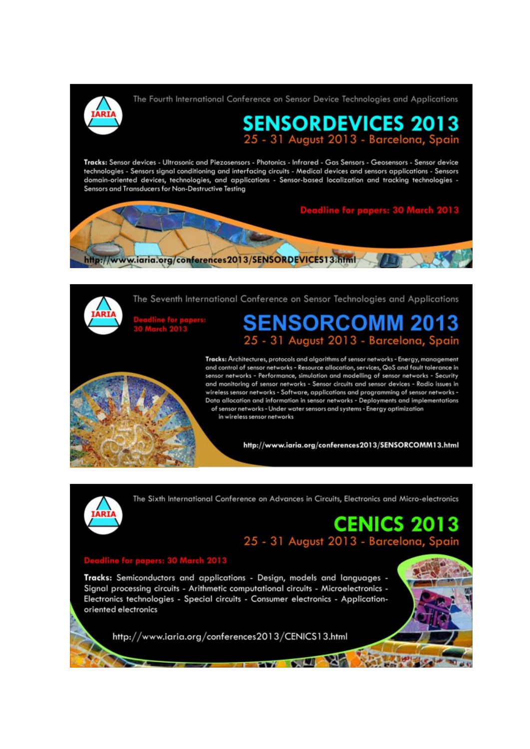The Fourth International Conference on Sensor Device Technologies and Applications

# SENSORDEVICES 2013

## 25 - 31 August 2013 - Barcelona, Spain

**Tracks:** Sensor devices - Ultrasonic and Piezosensors - Photonics - Infrared - Gas Sensors - Geosensors - Sensor device technologies - Sensors signal conditioning and interfacing circuits - Medical devices and sensors applications - Sensors domain-oriented devices, technologies, and applications - Sensor-based localization and tracking technologies - Sensors and Transducers for Non-Destructive Testing

**Deadline for papers: 30 March 2013**

http://www.iaria.org/conferences2013/SENSORDEVICES13.html

---

The Seventh International Conference on Sensor Technologies and Applications

# SENSORCOMM 2013

## 25 - 31 August 2013 - Barcelona, Spain

**Deadline for papers: 30 March 2013**

**Tracks:** Architectures, protocols and algorithms of sensor networks - Energy, management and control of sensor networks - Resource allocation, services, QoS and fault tolerance in sensor networks - Performance, simulation and modelling of sensor networks - Security and monitoring of sensor networks - Sensor circuits and sensor devices - Radio issues in wireless sensor networks - Software, applications and programming of sensor networks - Data allocation and information in sensor networks - Deployments and implementations of sensor networks - Under water sensors and systems - Energy optimization in wireless sensor networks

http://www.iaria.org/conferences2013/SENSORCOMM13.html

---

The Sixth International Conference on Advances in Circuits, Electronics and Micro-electronics

# CENICS 2013

## 25 - 31 August 2013 - Barcelona, Spain

**Deadline for papers: 30 March 2013**

**Tracks:** Semiconductors and applications - Design, models and languages - Signal processing circuits - Arithmetic computational circuits - Microelectronics - Electronics technologies - Special circuits - Consumer electronics - Application-oriented electronics

http://www.iaria.org/conferences2013/CENICS13.html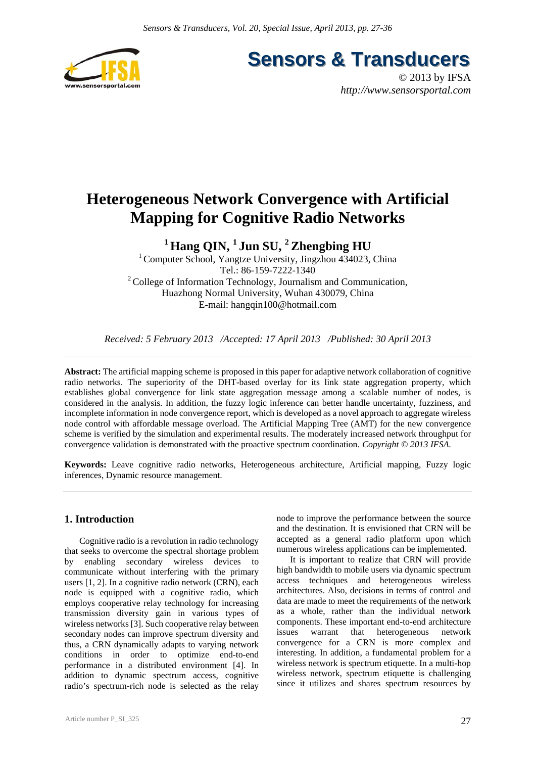# Heterogeneous Network Convergence with Artificial Mapping for Cognitive Radio Networks

**[1] Hang QIN, [1] Jun SU, [2] Zhengbing HU**

[1] Computer School, Yangtze University, Jingzhou 434023, China
Tel.: 86-159-7222-1340
[2] College of Information Technology, Journalism and Communication, Huazhong Normal University, Wuhan 430079, China
E-mail: hangqin100@hotmail.com

*Received: 5 February 2013 /Accepted: 17 April 2013 /Published: 30 April 2013*

**Abstract:** The artificial mapping scheme is proposed in this paper for adaptive network collaboration of cognitive radio networks. The superiority of the DHT-based overlay for its link state aggregation property, which establishes global convergence for link state aggregation message among a scalable number of nodes, is considered in the analysis. In addition, the fuzzy logic inference can better handle uncertainty, fuzziness, and incomplete information in node convergence report, which is developed as a novel approach to aggregate wireless node control with affordable message overload. The Artificial Mapping Tree (AMT) for the new convergence scheme is verified by the simulation and experimental results. The moderately increased network throughput for convergence validation is demonstrated with the proactive spectrum coordination. *Copyright © 2013 IFSA.*

**Keywords:** Leave cognitive radio networks, Heterogeneous architecture, Artificial mapping, Fuzzy logic inferences, Dynamic resource management.

## 1. Introduction

Cognitive radio is a revolution in radio technology that seeks to overcome the spectral shortage problem by enabling secondary wireless devices to communicate without interfering with the primary users [1, 2]. In a cognitive radio network (CRN), each node is equipped with a cognitive radio, which employs cooperative relay technology for increasing transmission diversity gain in various types of wireless networks [3]. Such cooperative relay between secondary nodes can improve spectrum diversity and thus, a CRN dynamically adapts to varying network conditions in order to optimize end-to-end performance in a distributed environment [4]. In addition to dynamic spectrum access, cognitive radio's spectrum-rich node is selected as the relay node to improve the performance between the source and the destination. It is envisioned that CRN will be accepted as a general radio platform upon which numerous wireless applications can be implemented.

It is important to realize that CRN will provide high bandwidth to mobile users via dynamic spectrum access techniques and heterogeneous wireless architectures. Also, decisions in terms of control and data are made to meet the requirements of the network as a whole, rather than the individual network components. These important end-to-end architecture issues warrant that heterogeneous network convergence for a CRN is more complex and interesting. In addition, a fundamental problem for a wireless network is spectrum etiquette. In a multi-hop wireless network, spectrum etiquette is challenging since it utilizes and shares spectrum resources by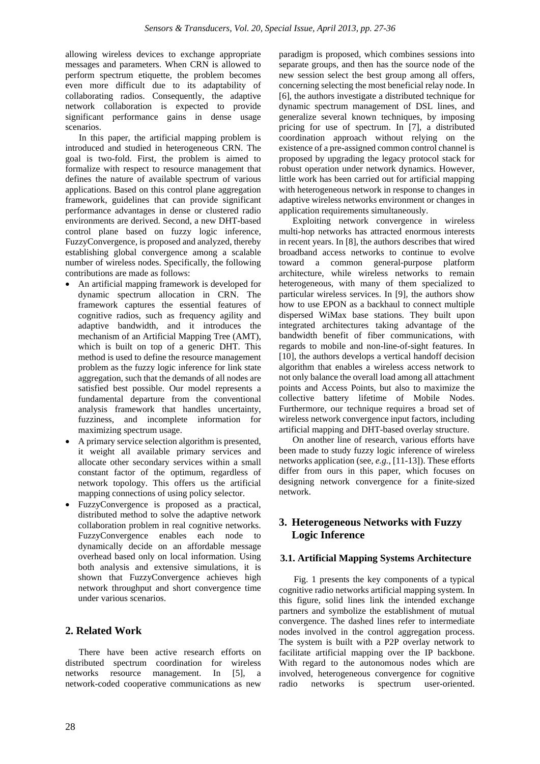allowing wireless devices to exchange appropriate messages and parameters. When CRN is allowed to perform spectrum etiquette, the problem becomes even more difficult due to its adaptability of collaborating radios. Consequently, the adaptive network collaboration is expected to provide significant performance gains in dense usage scenarios.

In this paper, the artificial mapping problem is introduced and studied in heterogeneous CRN. The goal is two-fold. First, the problem is aimed to formalize with respect to resource management that defines the nature of available spectrum of various applications. Based on this control plane aggregation framework, guidelines that can provide significant performance advantages in dense or clustered radio environments are derived. Second, a new DHT-based control plane based on fuzzy logic inference, FuzzyConvergence, is proposed and analyzed, thereby establishing global convergence among a scalable number of wireless nodes. Specifically, the following contributions are made as follows:

- An artificial mapping framework is developed for dynamic spectrum allocation in CRN. The framework captures the essential features of cognitive radios, such as frequency agility and adaptive bandwidth, and it introduces the mechanism of an Artificial Mapping Tree (AMT), which is built on top of a generic DHT. This method is used to define the resource management problem as the fuzzy logic inference for link state aggregation, such that the demands of all nodes are satisfied best possible. Our model represents a fundamental departure from the conventional analysis framework that handles uncertainty, fuzziness, and incomplete information for maximizing spectrum usage.
- A primary service selection algorithm is presented, it weight all available primary services and allocate other secondary services within a small constant factor of the optimum, regardless of network topology. This offers us the artificial mapping connections of using policy selector.
- FuzzyConvergence is proposed as a practical, distributed method to solve the adaptive network collaboration problem in real cognitive networks. FuzzyConvergence enables each node to dynamically decide on an affordable message overhead based only on local information. Using both analysis and extensive simulations, it is shown that FuzzyConvergence achieves high network throughput and short convergence time under various scenarios.

## 2. Related Work

There have been active research efforts on distributed spectrum coordination for wireless networks resource management. In [5], a network-coded cooperative communications as new paradigm is proposed, which combines sessions into separate groups, and then has the source node of the new session select the best group among all offers, concerning selecting the most beneficial relay node. In [6], the authors investigate a distributed technique for dynamic spectrum management of DSL lines, and generalize several known techniques, by imposing pricing for use of spectrum. In [7], a distributed coordination approach without relying on the existence of a pre-assigned common control channel is proposed by upgrading the legacy protocol stack for robust operation under network dynamics. However, little work has been carried out for artificial mapping with heterogeneous network in response to changes in adaptive wireless networks environment or changes in application requirements simultaneously.

Exploiting network convergence in wireless multi-hop networks has attracted enormous interests in recent years. In [8], the authors describes that wired broadband access networks to continue to evolve toward a common general-purpose platform architecture, while wireless networks to remain heterogeneous, with many of them specialized to particular wireless services. In [9], the authors show how to use EPON as a backhaul to connect multiple dispersed WiMax base stations. They built upon integrated architectures taking advantage of the bandwidth benefit of fiber communications, with regards to mobile and non-line-of-sight features. In [10], the authors develops a vertical handoff decision algorithm that enables a wireless access network to not only balance the overall load among all attachment points and Access Points, but also to maximize the collective battery lifetime of Mobile Nodes. Furthermore, our technique requires a broad set of wireless network convergence input factors, including artificial mapping and DHT-based overlay structure.

On another line of research, various efforts have been made to study fuzzy logic inference of wireless networks application (see, *e.g.*, [11-13]). These efforts differ from ours in this paper, which focuses on designing network convergence for a finite-sized network.

## 3. Heterogeneous Networks with Fuzzy Logic Inference

### 3.1. Artificial Mapping Systems Architecture

Fig. 1 presents the key components of a typical cognitive radio networks artificial mapping system. In this figure, solid lines link the intended exchange partners and symbolize the establishment of mutual convergence. The dashed lines refer to intermediate nodes involved in the control aggregation process. The system is built with a P2P overlay network to facilitate artificial mapping over the IP backbone. With regard to the autonomous nodes which are involved, heterogeneous convergence for cognitive radio networks is spectrum user-oriented.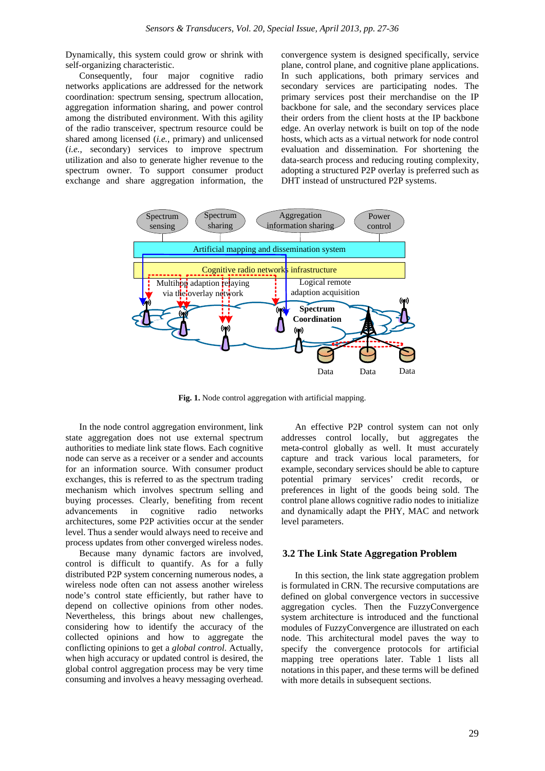Dynamically, this system could grow or shrink with self-organizing characteristic.

Consequently, four major cognitive radio networks applications are addressed for the network coordination: spectrum sensing, spectrum allocation, aggregation information sharing, and power control among the distributed environment. With this agility of the radio transceiver, spectrum resource could be shared among licensed (*i.e.*, primary) and unlicensed (*i.e.*, secondary) services to improve spectrum utilization and also to generate higher revenue to the spectrum owner. To support consumer product exchange and share aggregation information, the convergence system is designed specifically, service plane, control plane, and cognitive plane applications. In such applications, both primary services and secondary services are participating nodes. The primary services post their merchandise on the IP backbone for sale, and the secondary services place their orders from the client hosts at the IP backbone edge. An overlay network is built on top of the node hosts, which acts as a virtual network for node control evaluation and dissemination. For shortening the data-search process and reducing routing complexity, adopting a structured P2P overlay is preferred such as DHT instead of unstructured P2P systems.

**Fig. 1.** Node control aggregation with artificial mapping.

In the node control aggregation environment, link state aggregation does not use external spectrum authorities to mediate link state flows. Each cognitive node can serve as a receiver or a sender and accounts for an information source. With consumer product exchanges, this is referred to as the spectrum trading mechanism which involves spectrum selling and buying processes. Clearly, benefiting from recent advancements in cognitive radio networks architectures, some P2P activities occur at the sender level. Thus a sender would always need to receive and process updates from other converged wireless nodes.

Because many dynamic factors are involved, control is difficult to quantify. As for a fully distributed P2P system concerning numerous nodes, a wireless node often can not assess another wireless node's control state efficiently, but rather have to depend on collective opinions from other nodes. Nevertheless, this brings about new challenges, considering how to identify the accuracy of the collected opinions and how to aggregate the conflicting opinions to get a *global control*. Actually, when high accuracy or updated control is desired, the global control aggregation process may be very time consuming and involves a heavy messaging overhead.

An effective P2P control system can not only addresses control locally, but aggregates the meta-control globally as well. It must accurately capture and track various local parameters, for example, secondary services should be able to capture potential primary services' credit records, or preferences in light of the goods being sold. The control plane allows cognitive radio nodes to initialize and dynamically adapt the PHY, MAC and network level parameters.

### 3.2 The Link State Aggregation Problem

In this section, the link state aggregation problem is formulated in CRN. The recursive computations are defined on global convergence vectors in successive aggregation cycles. Then the FuzzyConvergence system architecture is introduced and the functional modules of FuzzyConvergence are illustrated on each node. This architectural model paves the way to specify the convergence protocols for artificial mapping tree operations later. Table 1 lists all notations in this paper, and these terms will be defined with more details in subsequent sections.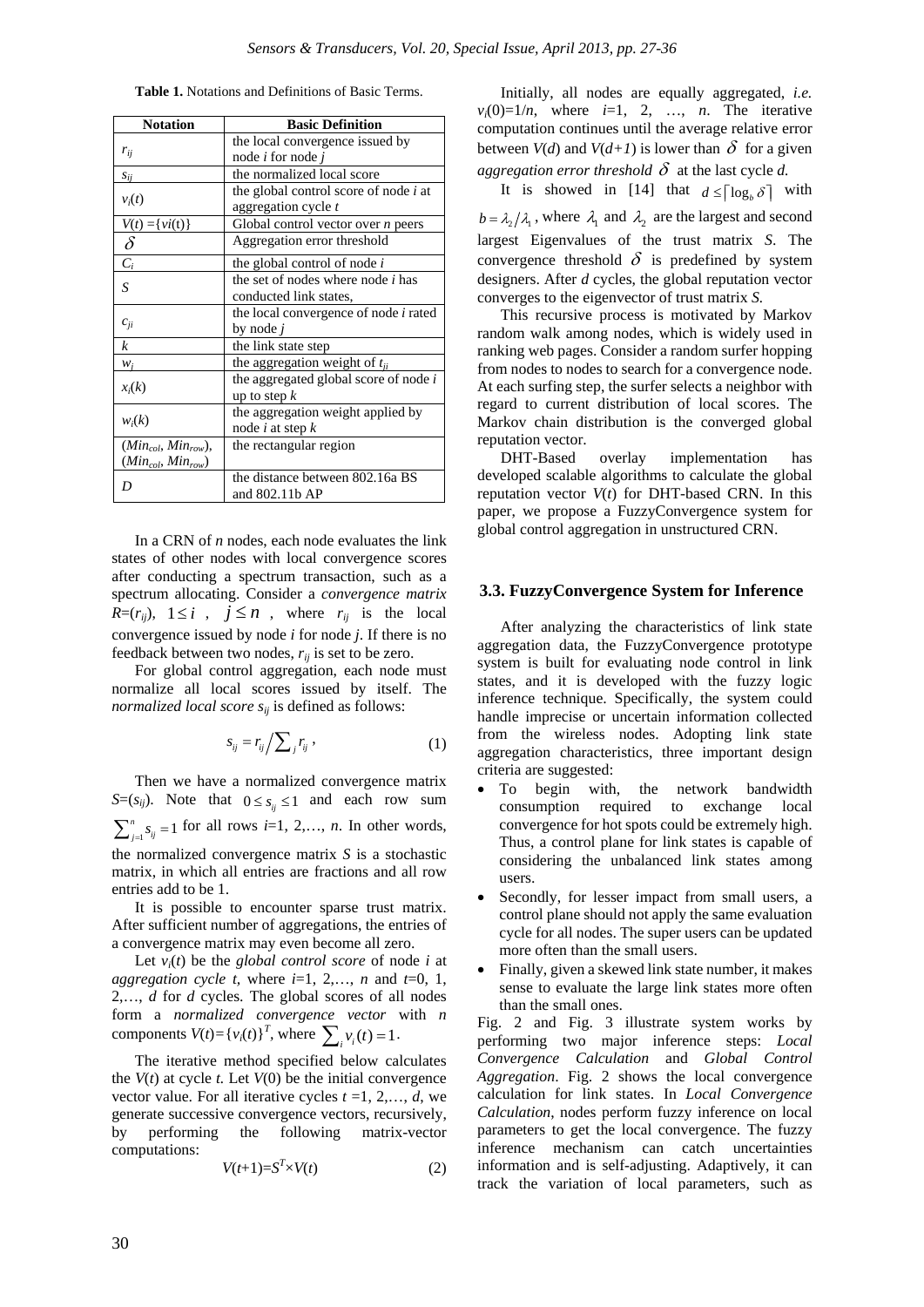**Table 1.** Notations and Definitions of Basic Terms.

| Notation | Basic Definition |
|---|---|
| $r_{ij}$ | the local convergence issued by node $i$ for node $j$ |
| $s_{ij}$ | the normalized local score |
| $v_i(t)$ | the global control score of node $i$ at aggregation cycle $t$ |
| $V(t) = \{vi(t)\}$ | Global control vector over $n$ peers |
| $\delta$ | Aggregation error threshold |
| $C_i$ | the global control of node $i$ |
| $S$ | the set of nodes where node $i$ has conducted link states, |
| $c_{ji}$ | the local convergence of node $i$ rated by node $j$ |
| $k$ | the link state step |
| $w_j$ | the aggregation weight of $t_{ji}$ |
| $x_i(k)$ | the aggregated global score of node $i$ up to step $k$ |
| $w_i(k)$ | the aggregation weight applied by node $i$ at step $k$ |
| $(Min_{col}, Min_{row})$, $(Min_{col}, Min_{row})$ | the rectangular region |
| $D$ | the distance between 802.16a BS and 802.11b AP |

In a CRN of $n$ nodes, each node evaluates the link states of other nodes with local convergence scores after conducting a spectrum transaction, such as a spectrum allocating. Consider a *convergence matrix* $R=(r_{ij})$, $1 \le i$ , $j \le n$ , where $r_{ij}$ is the local convergence issued by node $i$ for node $j$. If there is no feedback between two nodes, $r_{ij}$ is set to be zero.

For global control aggregation, each node must normalize all local scores issued by itself. The *normalized local score* $s_{ij}$ is defined as follows:

$$s_{ij} = r_{ij} \Big/ \sum_j r_{ij} \,, \tag{1}$$

Then we have a normalized convergence matrix $S=(s_{ij})$. Note that $0 \le s_{ij} \le 1$ and each row sum $\sum_{j=1}^{n} s_{ij} = 1$ for all rows $i$=1, 2,…, $n$. In other words, the normalized convergence matrix $S$ is a stochastic matrix, in which all entries are fractions and all row entries add to be 1.

It is possible to encounter sparse trust matrix. After sufficient number of aggregations, the entries of a convergence matrix may even become all zero.

Let $v_i(t)$ be the *global control score* of node $i$ at *aggregation cycle t*, where $i$=1, 2,…, $n$ and $t$=0, 1, 2,…, $d$ for $d$ cycles. The global scores of all nodes form a *normalized convergence vector* with $n$ components $V(t)=\{v_i(t)\}^T$, where $\sum_i v_i(t) = 1$.

The iterative method specified below calculates the $V(t)$ at cycle $t$. Let $V(0)$ be the initial convergence vector value. For all iterative cycles $t$ =1, 2,…, $d$, we generate successive convergence vectors, recursively, by performing the following matrix-vector computations:

$$V(t+1)=S^T \times V(t) \tag{2}$$

Initially, all nodes are equally aggregated, *i.e.* $v_i(0)=1/n$, where $i$=1, 2, …, $n$. The iterative computation continues until the average relative error between $V(d)$ and $V(d+1)$ is lower than $\delta$ for a given *aggregation error threshold* $\delta$ at the last cycle $d$.

It is showed in [14] that $d \le \lceil \log_b \delta \rceil$ with $b = \lambda_2 / \lambda_1$, where $\lambda_1$ and $\lambda_2$ are the largest and second largest Eigenvalues of the trust matrix $S$. The convergence threshold $\delta$ is predefined by system designers. After $d$ cycles, the global reputation vector converges to the eigenvector of trust matrix $S$.

This recursive process is motivated by Markov random walk among nodes, which is widely used in ranking web pages. Consider a random surfer hopping from nodes to nodes to search for a convergence node. At each surfing step, the surfer selects a neighbor with regard to current distribution of local scores. The Markov chain distribution is the converged global reputation vector.

DHT-Based overlay implementation has developed scalable algorithms to calculate the global reputation vector $V(t)$ for DHT-based CRN. In this paper, we propose a FuzzyConvergence system for global control aggregation in unstructured CRN.

### 3.3. FuzzyConvergence System for Inference

After analyzing the characteristics of link state aggregation data, the FuzzyConvergence prototype system is built for evaluating node control in link states, and it is developed with the fuzzy logic inference technique. Specifically, the system could handle imprecise or uncertain information collected from the wireless nodes. Adopting link state aggregation characteristics, three important design criteria are suggested:

- To begin with, the network bandwidth consumption required to exchange local convergence for hot spots could be extremely high. Thus, a control plane for link states is capable of considering the unbalanced link states among users.
- Secondly, for lesser impact from small users, a control plane should not apply the same evaluation cycle for all nodes. The super users can be updated more often than the small users.
- Finally, given a skewed link state number, it makes sense to evaluate the large link states more often than the small ones.

Fig. 2 and Fig. 3 illustrate system works by performing two major inference steps: *Local Convergence Calculation* and *Global Control Aggregation*. Fig. 2 shows the local convergence calculation for link states. In *Local Convergence Calculation*, nodes perform fuzzy inference on local parameters to get the local convergence. The fuzzy inference mechanism can catch uncertainties information and is self-adjusting. Adaptively, it can track the variation of local parameters, such as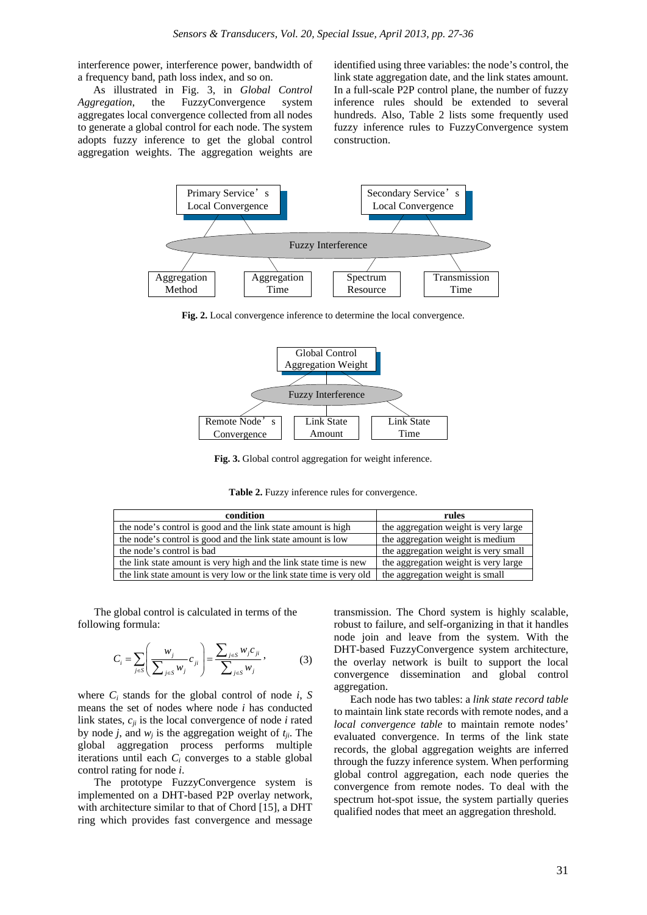interference power, interference power, bandwidth of a frequency band, path loss index, and so on.

As illustrated in Fig. 3, in *Global Control Aggregation*, the FuzzyConvergence system aggregates local convergence collected from all nodes to generate a global control for each node. The system adopts fuzzy inference to get the global control aggregation weights. The aggregation weights are identified using three variables: the node's control, the link state aggregation date, and the link states amount. In a full-scale P2P control plane, the number of fuzzy inference rules should be extended to several hundreds. Also, Table 2 lists some frequently used fuzzy inference rules to FuzzyConvergence system construction.

Primary Service's Local Convergence | Secondary Service's Local Convergence | Fuzzy Interference | Aggregation Method | Aggregation Time | Spectrum Resource | Transmission Time

**Fig. 2.** Local convergence inference to determine the local convergence.

Global Control Aggregation Weight | Fuzzy Interference | Remote Node's Convergence | Link State Amount | Link State Time

**Fig. 3.** Global control aggregation for weight inference.

**Table 2.** Fuzzy inference rules for convergence.

| condition | rules |
|---|---|
| the node's control is good and the link state amount is high | the aggregation weight is very large |
| the node's control is good and the link state amount is low | the aggregation weight is medium |
| the node's control is bad | the aggregation weight is very small |
| the link state amount is very high and the link state time is new | the aggregation weight is very large |
| the link state amount is very low or the link state time is very old | the aggregation weight is small |

The global control is calculated in terms of the following formula:

$$C_i = \sum_{j \in S} \left( \frac{w_j}{\sum_{j \in S} w_j} c_{ji} \right) = \frac{\sum_{j \in S} w_j c_{ji}}{\sum_{j \in S} w_j}, \qquad (3)$$

where $C_i$ stands for the global control of node $i$, $S$ means the set of nodes where node $i$ has conducted link states, $c_{ji}$ is the local convergence of node $i$ rated by node $j$, and $w_j$ is the aggregation weight of $t_{ji}$. The global aggregation process performs multiple iterations until each $C_i$ converges to a stable global control rating for node $i$.

The prototype FuzzyConvergence system is implemented on a DHT-based P2P overlay network, with architecture similar to that of Chord [15], a DHT ring which provides fast convergence and message transmission. The Chord system is highly scalable, robust to failure, and self-organizing in that it handles node join and leave from the system. With the DHT-based FuzzyConvergence system architecture, the overlay network is built to support the local convergence dissemination and global control aggregation.

Each node has two tables: a *link state record table* to maintain link state records with remote nodes, and a *local convergence table* to maintain remote nodes' evaluated convergence. In terms of the link state records, the global aggregation weights are inferred through the fuzzy inference system. When performing global control aggregation, each node queries the convergence from remote nodes. To deal with the spectrum hot-spot issue, the system partially queries qualified nodes that meet an aggregation threshold.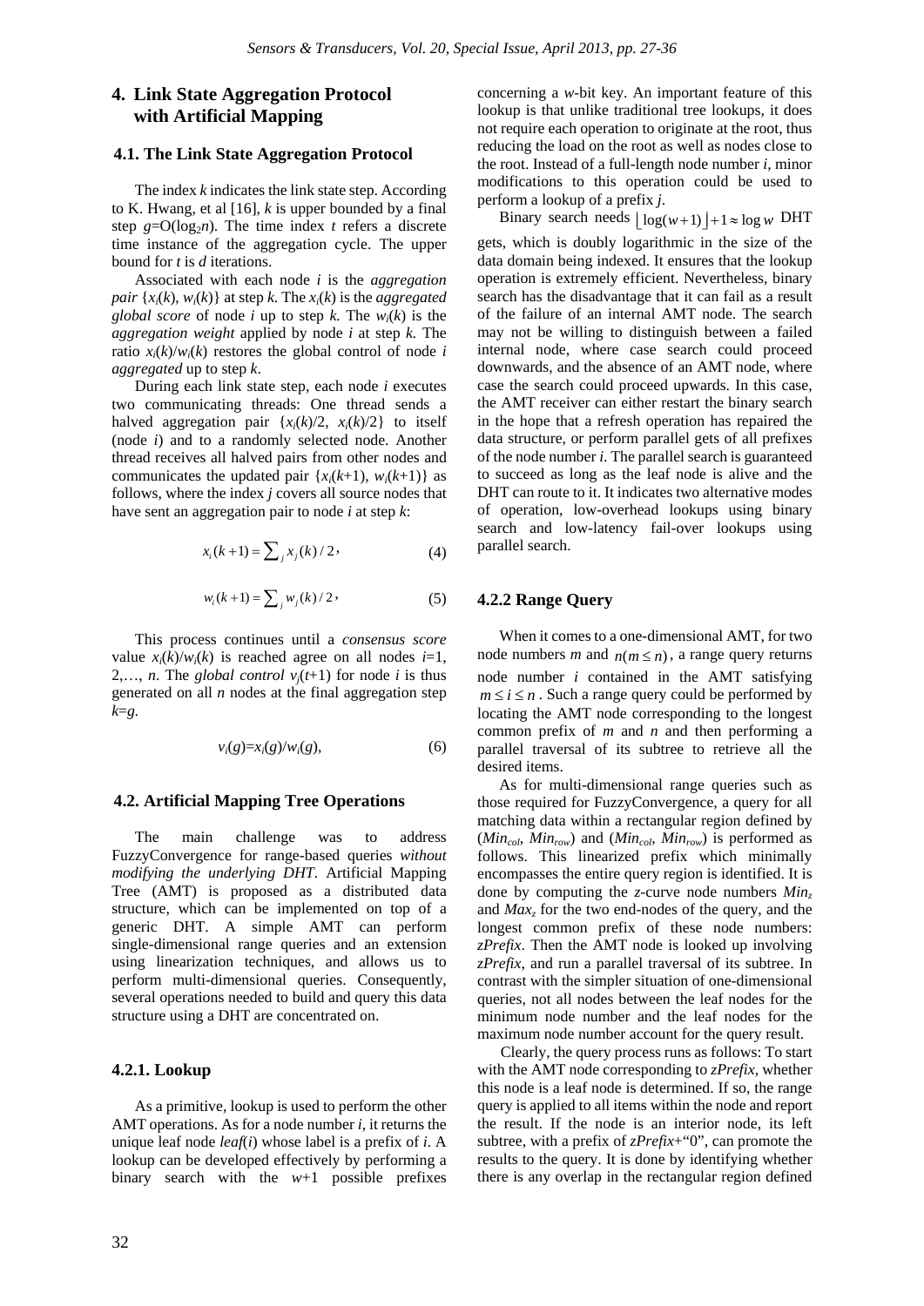## 4. Link State Aggregation Protocol with Artificial Mapping

### 4.1. The Link State Aggregation Protocol

The index $k$ indicates the link state step. According to K. Hwang, et al [16], $k$ is upper bounded by a final step $g$=O($\log_2 n$). The time index $t$ refers a discrete time instance of the aggregation cycle. The upper bound for $t$ is $d$ iterations.

Associated with each node $i$ is the *aggregation pair* $\{x_i(k), w_i(k)\}$ at step $k$. The $x_i(k)$ is the *aggregated global score* of node $i$ up to step $k$. The $w_i(k)$ is the *aggregation weight* applied by node $i$ at step $k$. The ratio $x_i(k)/w_i(k)$ restores the global control of node $i$ *aggregated* up to step $k$.

During each link state step, each node $i$ executes two communicating threads: One thread sends a halved aggregation pair $\{x_i(k)/2, x_i(k)/2\}$ to itself (node $i$) and to a randomly selected node. Another thread receives all halved pairs from other nodes and communicates the updated pair $\{x_i(k+1), w_i(k+1)\}$ as follows, where the index $j$ covers all source nodes that have sent an aggregation pair to node $i$ at step $k$:

$$x_i(k+1) = \sum_j x_j(k)/2, \tag{4}$$

$$w_i(k+1) = \sum_j w_j(k)/2, \tag{5}$$

This process continues until a *consensus score* value $x_i(k)/w_i(k)$ is reached agree on all nodes $i$=1, 2,…, $n$. The *global control* $v_j(t+1)$ for node $i$ is thus generated on all $n$ nodes at the final aggregation step $k$=$g$.

$$v_i(g)=x_i(g)/w_i(g), \tag{6}$$

### 4.2. Artificial Mapping Tree Operations

The main challenge was to address FuzzyConvergence for range-based queries *without modifying the underlying DHT*. Artificial Mapping Tree (AMT) is proposed as a distributed data structure, which can be implemented on top of a generic DHT. A simple AMT can perform single-dimensional range queries and an extension using linearization techniques, and allows us to perform multi-dimensional queries. Consequently, several operations needed to build and query this data structure using a DHT are concentrated on.

#### 4.2.1. Lookup

As a primitive, lookup is used to perform the other AMT operations. As for a node number $i$, it returns the unique leaf node $leaf(i)$ whose label is a prefix of $i$. A lookup can be developed effectively by performing a binary search with the $w$+1 possible prefixes concerning a $w$-bit key. An important feature of this lookup is that unlike traditional tree lookups, it does not require each operation to originate at the root, thus reducing the load on the root as well as nodes close to the root. Instead of a full-length node number $i$, minor modifications to this operation could be used to perform a lookup of a prefix $j$.

Binary search needs $\lfloor \log(w+1) \rfloor + 1 \approx \log w$ DHT gets, which is doubly logarithmic in the size of the data domain being indexed. It ensures that the lookup operation is extremely efficient. Nevertheless, binary search has the disadvantage that it can fail as a result of the failure of an internal AMT node. The search may not be willing to distinguish between a failed internal node, where case search could proceed downwards, and the absence of an AMT node, where case the search could proceed upwards. In this case, the AMT receiver can either restart the binary search in the hope that a refresh operation has repaired the data structure, or perform parallel gets of all prefixes of the node number $i$. The parallel search is guaranteed to succeed as long as the leaf node is alive and the DHT can route to it. It indicates two alternative modes of operation, low-overhead lookups using binary search and low-latency fail-over lookups using parallel search.

#### 4.2.2 Range Query

When it comes to a one-dimensional AMT, for two node numbers $m$ and $n(m \le n)$, a range query returns node number $i$ contained in the AMT satisfying $m \le i \le n$. Such a range query could be performed by locating the AMT node corresponding to the longest common prefix of $m$ and $n$ and then performing a parallel traversal of its subtree to retrieve all the desired items.

As for multi-dimensional range queries such as those required for FuzzyConvergence, a query for all matching data within a rectangular region defined by ($Min_{col}$, $Min_{row}$) and ($Min_{col}$, $Min_{row}$) is performed as follows. This linearized prefix which minimally encompasses the entire query region is identified. It is done by computing the $z$-curve node numbers $Min_z$ and $Max_z$ for the two end-nodes of the query, and the longest common prefix of these node numbers: *zPrefix*. Then the AMT node is looked up involving *zPrefix*, and run a parallel traversal of its subtree. In contrast with the simpler situation of one-dimensional queries, not all nodes between the leaf nodes for the minimum node number and the leaf nodes for the maximum node number account for the query result.

Clearly, the query process runs as follows: To start with the AMT node corresponding to *zPrefix*, whether this node is a leaf node is determined. If so, the range query is applied to all items within the node and report the result. If the node is an interior node, its left subtree, with a prefix of *zPrefix*+"0", can promote the results to the query. It is done by identifying whether there is any overlap in the rectangular region defined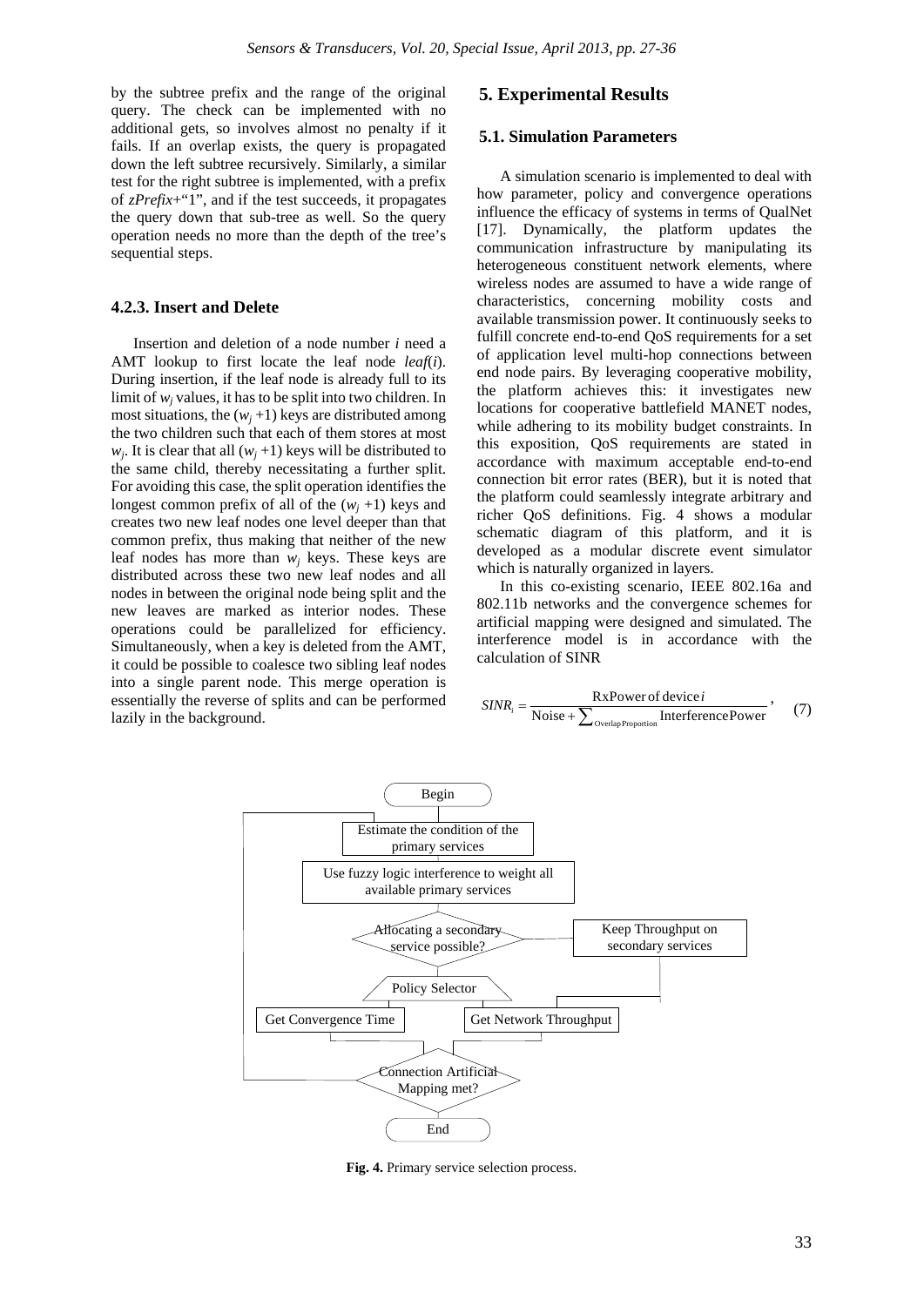by the subtree prefix and the range of the original query. The check can be implemented with no additional gets, so involves almost no penalty if it fails. If an overlap exists, the query is propagated down the left subtree recursively. Similarly, a similar test for the right subtree is implemented, with a prefix of *zPrefix*+"1", and if the test succeeds, it propagates the query down that sub-tree as well. So the query operation needs no more than the depth of the tree's sequential steps.

### 4.2.3. Insert and Delete

Insertion and deletion of a node number *i* need a AMT lookup to first locate the leaf node *leaf*(*i*). During insertion, if the leaf node is already full to its limit of $w_j$ values, it has to be split into two children. In most situations, the ($w_j$ +1) keys are distributed among the two children such that each of them stores at most $w_j$. It is clear that all ($w_j$ +1) keys will be distributed to the same child, thereby necessitating a further split. For avoiding this case, the split operation identifies the longest common prefix of all of the ($w_j$ +1) keys and creates two new leaf nodes one level deeper than that common prefix, thus making that neither of the new leaf nodes has more than $w_j$ keys. These keys are distributed across these two new leaf nodes and all nodes in between the original node being split and the new leaves are marked as interior nodes. These operations could be parallelized for efficiency. Simultaneously, when a key is deleted from the AMT, it could be possible to coalesce two sibling leaf nodes into a single parent node. This merge operation is essentially the reverse of splits and can be performed lazily in the background.

## 5. Experimental Results

### 5.1. Simulation Parameters

A simulation scenario is implemented to deal with how parameter, policy and convergence operations influence the efficacy of systems in terms of QualNet [17]. Dynamically, the platform updates the communication infrastructure by manipulating its heterogeneous constituent network elements, where wireless nodes are assumed to have a wide range of characteristics, concerning mobility costs and available transmission power. It continuously seeks to fulfill concrete end-to-end QoS requirements for a set of application level multi-hop connections between end node pairs. By leveraging cooperative mobility, the platform achieves this: it investigates new locations for cooperative battlefield MANET nodes, while adhering to its mobility budget constraints. In this exposition, QoS requirements are stated in accordance with maximum acceptable end-to-end connection bit error rates (BER), but it is noted that the platform could seamlessly integrate arbitrary and richer QoS definitions. Fig. 4 shows a modular schematic diagram of this platform, and it is developed as a modular discrete event simulator which is naturally organized in layers.

In this co-existing scenario, IEEE 802.16a and 802.11b networks and the convergence schemes for artificial mapping were designed and simulated. The interference model is in accordance with the calculation of SINR

$$SINR_i = \frac{\text{RxPower of device } i}{\text{Noise} + \sum_{\text{Overlap Proportion}} \text{InterferencePower}}, \quad (7)$$

**Fig. 4.** Primary service selection process.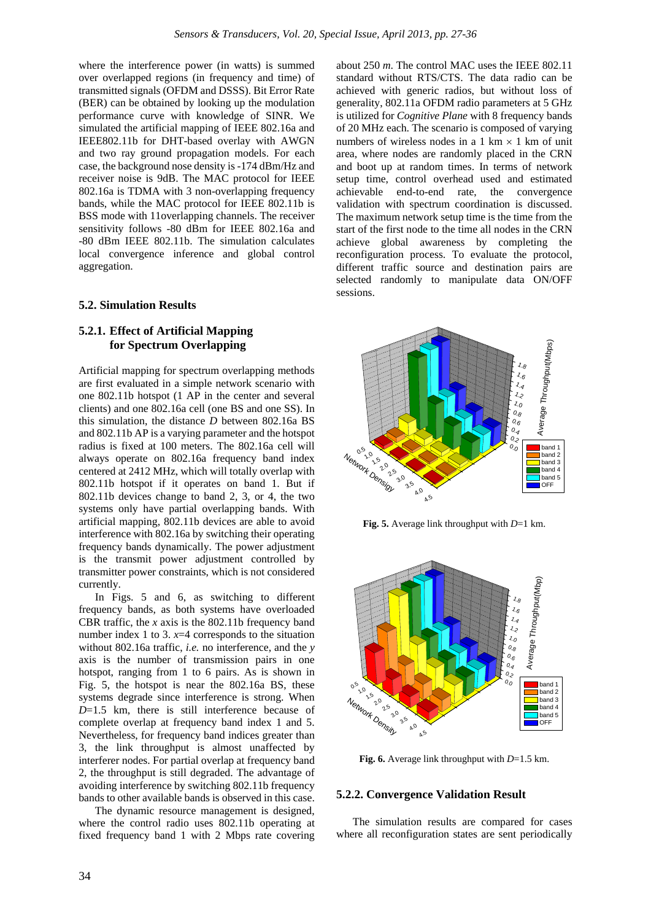where the interference power (in watts) is summed over overlapped regions (in frequency and time) of transmitted signals (OFDM and DSSS). Bit Error Rate (BER) can be obtained by looking up the modulation performance curve with knowledge of SINR. We simulated the artificial mapping of IEEE 802.16a and IEEE802.11b for DHT-based overlay with AWGN and two ray ground propagation models. For each case, the background nose density is -174 dBm/Hz and receiver noise is 9dB. The MAC protocol for IEEE 802.16a is TDMA with 3 non-overlapping frequency bands, while the MAC protocol for IEEE 802.11b is BSS mode with 11overlapping channels. The receiver sensitivity follows -80 dBm for IEEE 802.16a and -80 dBm IEEE 802.11b. The simulation calculates local convergence inference and global control aggregation.

### 5.2. Simulation Results

#### 5.2.1. Effect of Artificial Mapping for Spectrum Overlapping

Artificial mapping for spectrum overlapping methods are first evaluated in a simple network scenario with one 802.11b hotspot (1 AP in the center and several clients) and one 802.16a cell (one BS and one SS). In this simulation, the distance $D$ between 802.16a BS and 802.11b AP is a varying parameter and the hotspot radius is fixed at 100 meters. The 802.16a cell will always operate on 802.16a frequency band index centered at 2412 MHz, which will totally overlap with 802.11b hotspot if it operates on band 1. But if 802.11b devices change to band 2, 3, or 4, the two systems only have partial overlapping bands. With artificial mapping, 802.11b devices are able to avoid interference with 802.16a by switching their operating frequency bands dynamically. The power adjustment is the transmit power adjustment controlled by transmitter power constraints, which is not considered currently.

In Figs. 5 and 6, as switching to different frequency bands, as both systems have overloaded CBR traffic, the $x$ axis is the 802.11b frequency band number index 1 to 3. $x$=4 corresponds to the situation without 802.16a traffic, *i.e.* no interference, and the $y$ axis is the number of transmission pairs in one hotspot, ranging from 1 to 6 pairs. As is shown in Fig. 5, the hotspot is near the 802.16a BS, these systems degrade since interference is strong. When $D$=1.5 km, there is still interference because of complete overlap at frequency band index 1 and 5. Nevertheless, for frequency band indices greater than 3, the link throughput is almost unaffected by interferer nodes. For partial overlap at frequency band 2, the throughput is still degraded. The advantage of avoiding interference by switching 802.11b frequency bands to other available bands is observed in this case.

The dynamic resource management is designed, where the control radio uses 802.11b operating at fixed frequency band 1 with 2 Mbps rate covering about 250 *m*. The control MAC uses the IEEE 802.11 standard without RTS/CTS. The data radio can be achieved with generic radios, but without loss of generality, 802.11a OFDM radio parameters at 5 GHz is utilized for *Cognitive Plane* with 8 frequency bands of 20 MHz each. The scenario is composed of varying numbers of wireless nodes in a 1 km × 1 km of unit area, where nodes are randomly placed in the CRN and boot up at random times. In terms of network setup time, control overhead used and estimated achievable end-to-end rate, the convergence validation with spectrum coordination is discussed. The maximum network setup time is the time from the start of the first node to the time all nodes in the CRN achieve global awareness by completing the reconfiguration process. To evaluate the protocol, different traffic source and destination pairs are selected randomly to manipulate data ON/OFF sessions.

**Fig. 5.** Average link throughput with $D$=1 km.

**Fig. 6.** Average link throughput with $D$=1.5 km.

#### 5.2.2. Convergence Validation Result

The simulation results are compared for cases where all reconfiguration states are sent periodically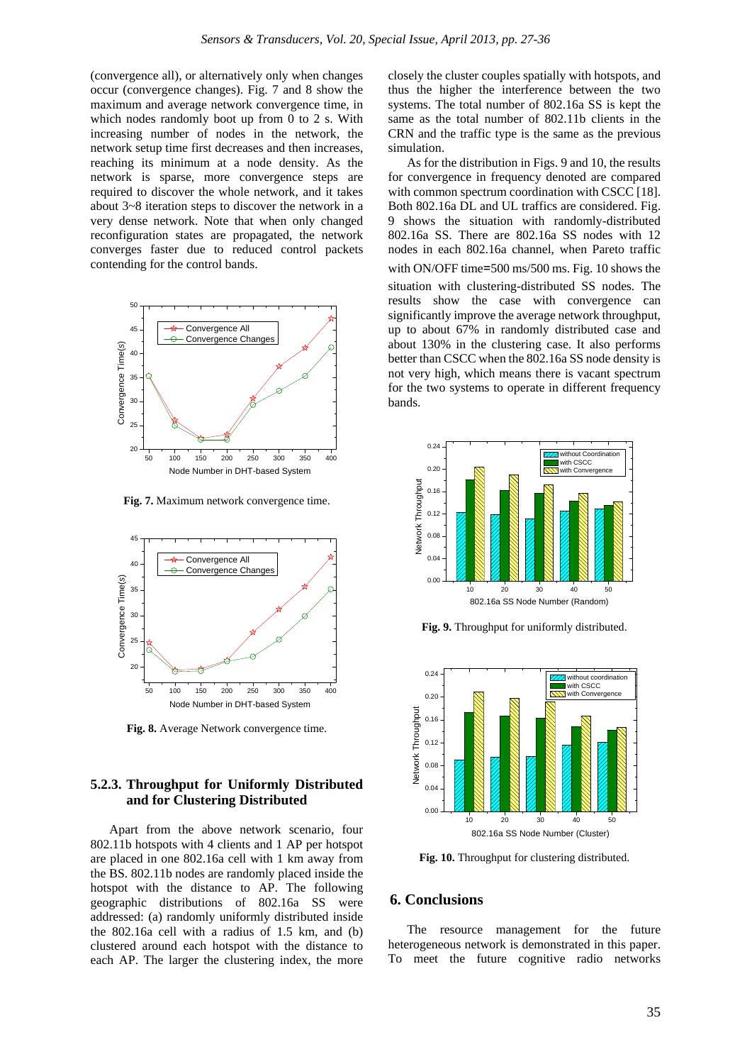(convergence all), or alternatively only when changes occur (convergence changes). Fig. 7 and 8 show the maximum and average network convergence time, in which nodes randomly boot up from 0 to 2 s. With increasing number of nodes in the network, the network setup time first decreases and then increases, reaching its minimum at a node density. As the network is sparse, more convergence steps are required to discover the whole network, and it takes about 3~8 iteration steps to discover the network in a very dense network. Note that when only changed reconfiguration states are propagated, the network converges faster due to reduced control packets contending for the control bands.

**Fig. 7.** Maximum network convergence time.

**Fig. 8.** Average Network convergence time.

### 5.2.3. Throughput for Uniformly Distributed and for Clustering Distributed

Apart from the above network scenario, four 802.11b hotspots with 4 clients and 1 AP per hotspot are placed in one 802.16a cell with 1 km away from the BS. 802.11b nodes are randomly placed inside the hotspot with the distance to AP. The following geographic distributions of 802.16a SS were addressed: (a) randomly uniformly distributed inside the 802.16a cell with a radius of 1.5 km, and (b) clustered around each hotspot with the distance to each AP. The larger the clustering index, the more closely the cluster couples spatially with hotspots, and thus the higher the interference between the two systems. The total number of 802.16a SS is kept the same as the total number of 802.11b clients in the CRN and the traffic type is the same as the previous simulation.

As for the distribution in Figs. 9 and 10, the results for convergence in frequency denoted are compared with common spectrum coordination with CSCC [18]. Both 802.16a DL and UL traffics are considered. Fig. 9 shows the situation with randomly-distributed 802.16a SS. There are 802.16a SS nodes with 12 nodes in each 802.16a channel, when Pareto traffic with ON/OFF time=500 ms/500 ms. Fig. 10 shows the situation with clustering-distributed SS nodes. The results show the case with convergence can significantly improve the average network throughput, up to about 67% in randomly distributed case and about 130% in the clustering case. It also performs better than CSCC when the 802.16a SS node density is not very high, which means there is vacant spectrum for the two systems to operate in different frequency bands.

**Fig. 9.** Throughput for uniformly distributed.

**Fig. 10.** Throughput for clustering distributed.

## 6. Conclusions

The resource management for the future heterogeneous network is demonstrated in this paper. To meet the future cognitive radio networks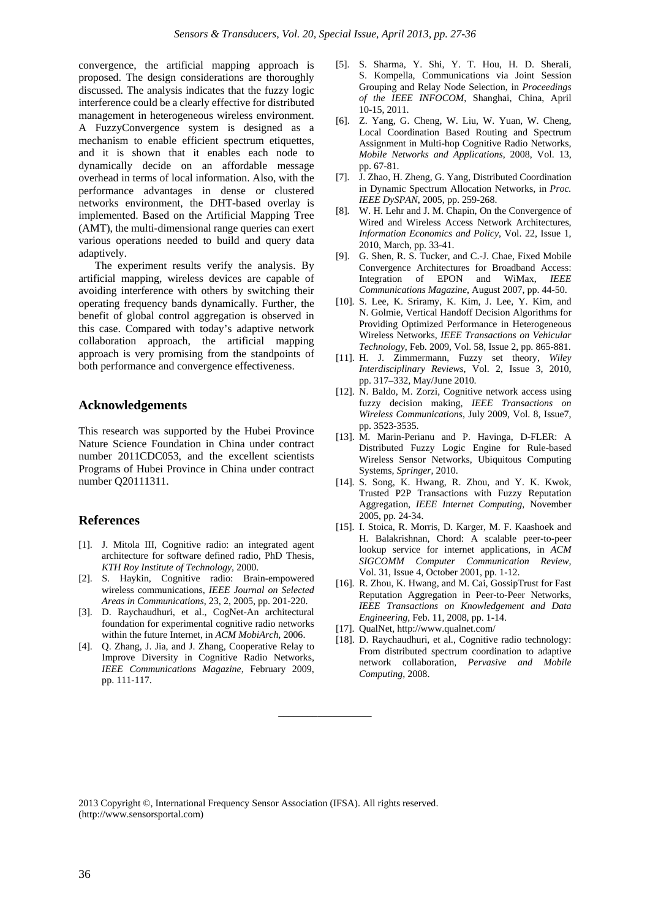convergence, the artificial mapping approach is proposed. The design considerations are thoroughly discussed. The analysis indicates that the fuzzy logic interference could be a clearly effective for distributed management in heterogeneous wireless environment. A FuzzyConvergence system is designed as a mechanism to enable efficient spectrum etiquettes, and it is shown that it enables each node to dynamically decide on an affordable message overhead in terms of local information. Also, with the performance advantages in dense or clustered networks environment, the DHT-based overlay is implemented. Based on the Artificial Mapping Tree (AMT), the multi-dimensional range queries can exert various operations needed to build and query data adaptively.

The experiment results verify the analysis. By artificial mapping, wireless devices are capable of avoiding interference with others by switching their operating frequency bands dynamically. Further, the benefit of global control aggregation is observed in this case. Compared with today's adaptive network collaboration approach, the artificial mapping approach is very promising from the standpoints of both performance and convergence effectiveness.

## Acknowledgements

This research was supported by the Hubei Province Nature Science Foundation in China under contract number 2011CDC053, and the excellent scientists Programs of Hubei Province in China under contract number Q20111311.

## References

[1]. J. Mitola III, Cognitive radio: an integrated agent architecture for software defined radio, PhD Thesis, *KTH Roy Institute of Technology*, 2000.

[2]. S. Haykin, Cognitive radio: Brain-empowered wireless communications, *IEEE Journal on Selected Areas in Communications*, 23, 2, 2005, pp. 201-220.

[3]. D. Raychaudhuri, et al., CogNet-An architectural foundation for experimental cognitive radio networks within the future Internet, in *ACM MobiArch*, 2006.

[4]. Q. Zhang, J. Jia, and J. Zhang, Cooperative Relay to Improve Diversity in Cognitive Radio Networks, *IEEE Communications Magazine*, February 2009, pp. 111-117.

[5]. S. Sharma, Y. Shi, Y. T. Hou, H. D. Sherali, S. Kompella, Communications via Joint Session Grouping and Relay Node Selection, in *Proceedings of the IEEE INFOCOM*, Shanghai, China, April 10-15, 2011.

[6]. Z. Yang, G. Cheng, W. Liu, W. Yuan, W. Cheng, Local Coordination Based Routing and Spectrum Assignment in Multi-hop Cognitive Radio Networks, *Mobile Networks and Applications*, 2008, Vol. 13, pp. 67-81.

[7]. J. Zhao, H. Zheng, G. Yang, Distributed Coordination in Dynamic Spectrum Allocation Networks, in *Proc. IEEE DySPAN*, 2005, pp. 259-268.

[8]. W. H. Lehr and J. M. Chapin, On the Convergence of Wired and Wireless Access Network Architectures, *Information Economics and Policy*, Vol. 22, Issue 1, 2010, March, pp. 33-41.

[9]. G. Shen, R. S. Tucker, and C.-J. Chae, Fixed Mobile Convergence Architectures for Broadband Access: Integration of EPON and WiMax, *IEEE Communications Magazine*, August 2007, pp. 44-50.

[10]. S. Lee, K. Sriramy, K. Kim, J. Lee, Y. Kim, and N. Golmie, Vertical Handoff Decision Algorithms for Providing Optimized Performance in Heterogeneous Wireless Networks, *IEEE Transactions on Vehicular Technology*, Feb. 2009, Vol. 58, Issue 2, pp. 865-881.

[11]. H. J. Zimmermann, Fuzzy set theory, *Wiley Interdisciplinary Reviews*, Vol. 2, Issue 3, 2010, pp. 317–332, May/June 2010.

[12]. N. Baldo, M. Zorzi, Cognitive network access using fuzzy decision making, *IEEE Transactions on Wireless Communications*, July 2009, Vol. 8, Issue7, pp. 3523-3535.

[13]. M. Marin-Perianu and P. Havinga, D-FLER: A Distributed Fuzzy Logic Engine for Rule-based Wireless Sensor Networks, Ubiquitous Computing Systems, *Springer*, 2010.

[14]. S. Song, K. Hwang, R. Zhou, and Y. K. Kwok, Trusted P2P Transactions with Fuzzy Reputation Aggregation, *IEEE Internet Computing*, November 2005, pp. 24-34.

[15]. I. Stoica, R. Morris, D. Karger, M. F. Kaashoek and H. Balakrishnan, Chord: A scalable peer-to-peer lookup service for internet applications, in *ACM SIGCOMM Computer Communication Review*, Vol. 31, Issue 4, October 2001, pp. 1-12.

[16]. R. Zhou, K. Hwang, and M. Cai, GossipTrust for Fast Reputation Aggregation in Peer-to-Peer Networks, *IEEE Transactions on Knowledgement and Data Engineering*, Feb. 11, 2008, pp. 1-14.

[17]. QualNet, http://www.qualnet.com/

[18]. D. Raychaudhuri, et al., Cognitive radio technology: From distributed spectrum coordination to adaptive network collaboration, *Pervasive and Mobile Computing*, 2008.

2013 Copyright ©, International Frequency Sensor Association (IFSA). All rights reserved. (http://www.sensorsportal.com)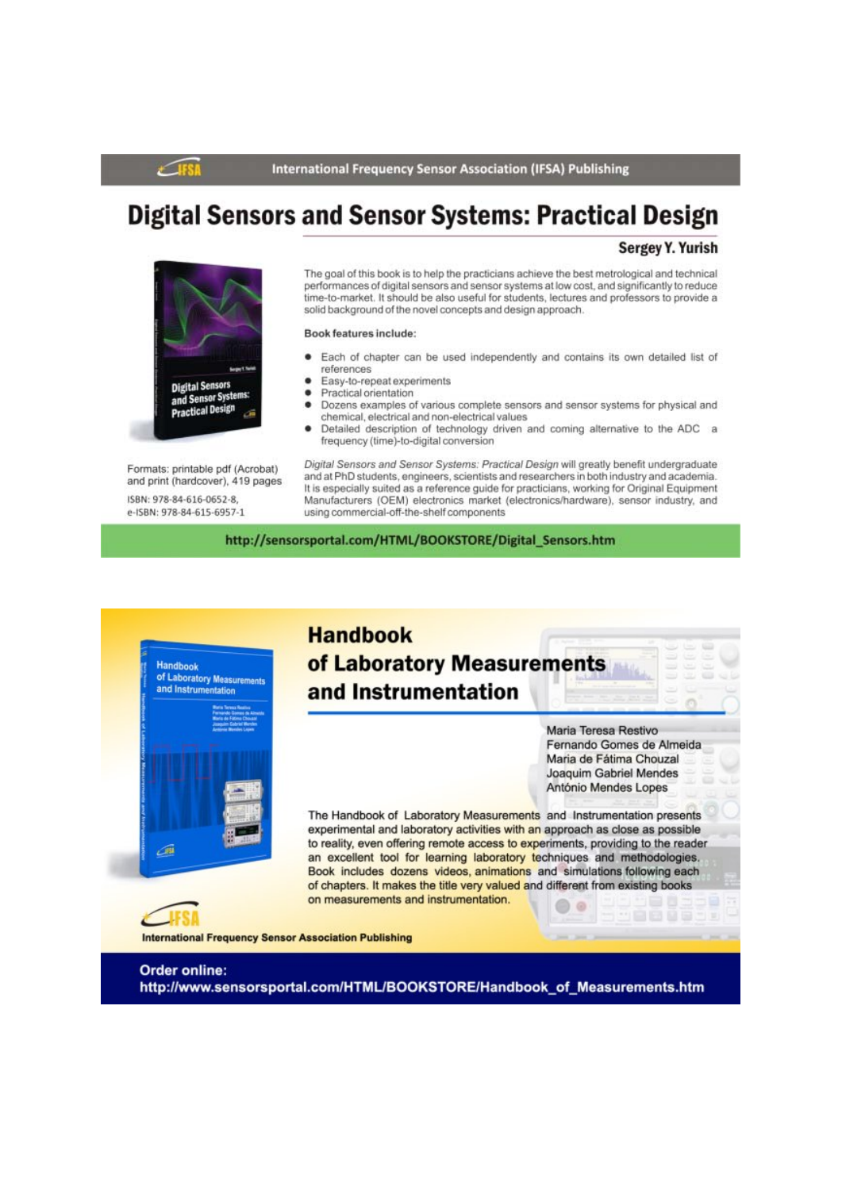International Frequency Sensor Association (IFSA) Publishing

# Digital Sensors and Sensor Systems: Practical Design

**Sergey Y. Yurish**

The goal of this book is to help the practicians achieve the best metrological and technical performances of digital sensors and sensor systems at low cost, and significantly to reduce time-to-market. It should be also useful for students, lectures and professors to provide a solid background of the novel concepts and design approach.

**Book features include:**

- Each of chapter can be used independently and contains its own detailed list of references
- Easy-to-repeat experiments
- Practical orientation
- Dozens examples of various complete sensors and sensor systems for physical and chemical, electrical and non-electrical values
- Detailed description of technology driven and coming alternative to the ADC a frequency (time)-to-digital conversion

*Digital Sensors and Sensor Systems: Practical Design* will greatly benefit undergraduate and at PhD students, engineers, scientists and researchers in both industry and academia. It is especially suited as a reference guide for practicians, working for Original Equipment Manufacturers (OEM) electronics market (electronics/hardware), sensor industry, and using commercial-off-the-shelf components

Formats: printable pdf (Acrobat) and print (hardcover), 419 pages

ISBN: 978-84-616-0652-8,
e-ISBN: 978-84-615-6957-1

http://sensorsportal.com/HTML/BOOKSTORE/Digital_Sensors.htm

# Handbook of Laboratory Measurements and Instrumentation

Maria Teresa Restivo
Fernando Gomes de Almeida
Maria de Fátima Chouzal
Joaquim Gabriel Mendes
António Mendes Lopes

The Handbook of Laboratory Measurements and Instrumentation presents experimental and laboratory activities with an approach as close as possible to reality, even offering remote access to experiments, providing to the reader an excellent tool for learning laboratory techniques and methodologies. Book includes dozens videos, animations and simulations following each of chapters. It makes the title very valued and different from existing books on measurements and instrumentation.

International Frequency Sensor Association Publishing

**Order online:**
http://www.sensorsportal.com/HTML/BOOKSTORE/Handbook_of_Measurements.htm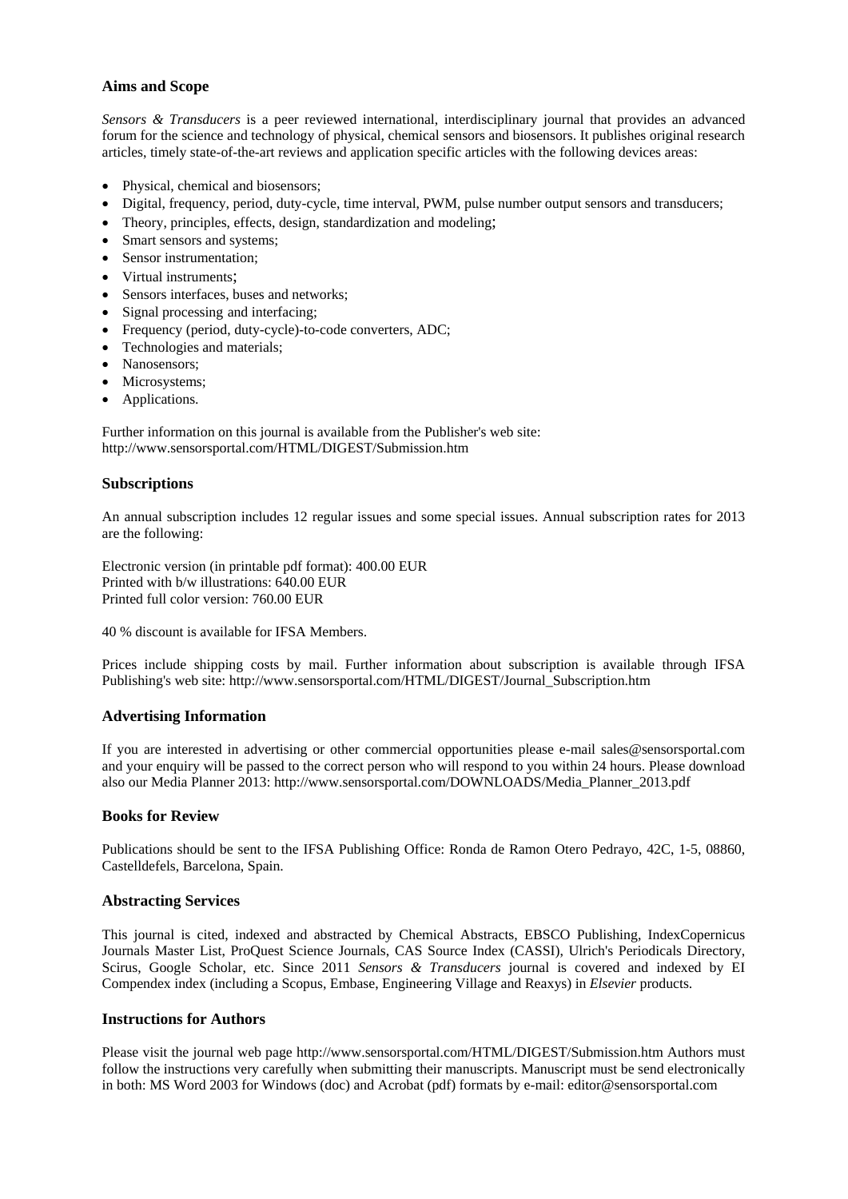## Aims and Scope

*Sensors & Transducers* is a peer reviewed international, interdisciplinary journal that provides an advanced forum for the science and technology of physical, chemical sensors and biosensors. It publishes original research articles, timely state-of-the-art reviews and application specific articles with the following devices areas:

- Physical, chemical and biosensors;
- Digital, frequency, period, duty-cycle, time interval, PWM, pulse number output sensors and transducers;
- Theory, principles, effects, design, standardization and modeling;
- Smart sensors and systems;
- Sensor instrumentation;
- Virtual instruments;
- Sensors interfaces, buses and networks;
- Signal processing and interfacing;
- Frequency (period, duty-cycle)-to-code converters, ADC;
- Technologies and materials;
- Nanosensors;
- Microsystems;
- Applications.

Further information on this journal is available from the Publisher's web site:
http://www.sensorsportal.com/HTML/DIGEST/Submission.htm

## Subscriptions

An annual subscription includes 12 regular issues and some special issues. Annual subscription rates for 2013 are the following:

Electronic version (in printable pdf format): 400.00 EUR
Printed with b/w illustrations: 640.00 EUR
Printed full color version: 760.00 EUR

40 % discount is available for IFSA Members.

Prices include shipping costs by mail. Further information about subscription is available through IFSA Publishing's web site: http://www.sensorsportal.com/HTML/DIGEST/Journal_Subscription.htm

## Advertising Information

If you are interested in advertising or other commercial opportunities please e-mail sales@sensorsportal.com and your enquiry will be passed to the correct person who will respond to you within 24 hours. Please download also our Media Planner 2013: http://www.sensorsportal.com/DOWNLOADS/Media_Planner_2013.pdf

## Books for Review

Publications should be sent to the IFSA Publishing Office: Ronda de Ramon Otero Pedrayo, 42C, 1-5, 08860, Castelldefels, Barcelona, Spain.

## Abstracting Services

This journal is cited, indexed and abstracted by Chemical Abstracts, EBSCO Publishing, IndexCopernicus Journals Master List, ProQuest Science Journals, CAS Source Index (CASSI), Ulrich's Periodicals Directory, Scirus, Google Scholar, etc. Since 2011 *Sensors & Transducers* journal is covered and indexed by EI Compendex index (including a Scopus, Embase, Engineering Village and Reaxys) in *Elsevier* products.

## Instructions for Authors

Please visit the journal web page http://www.sensorsportal.com/HTML/DIGEST/Submission.htm Authors must follow the instructions very carefully when submitting their manuscripts. Manuscript must be send electronically in both: MS Word 2003 for Windows (doc) and Acrobat (pdf) formats by e-mail: editor@sensorsportal.com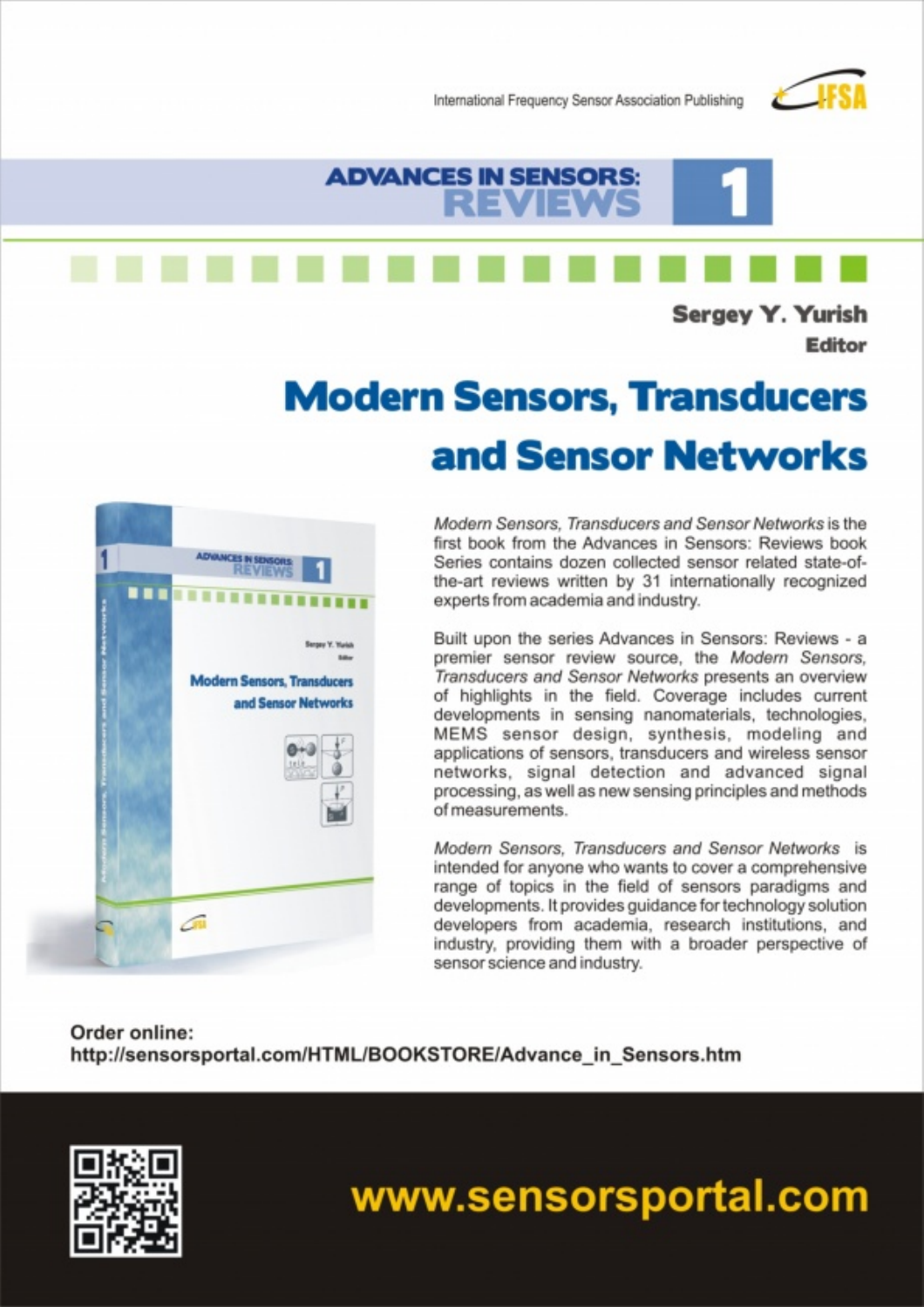International Frequency Sensor Association Publishing

# ADVANCES IN SENSORS: REVIEWS 1

**Sergey Y. Yurish**
**Editor**

## Modern Sensors, Transducers and Sensor Networks

*Modern Sensors, Transducers and Sensor Networks* is the first book from the Advances in Sensors: Reviews book Series contains dozen collected sensor related state-of-the-art reviews written by 31 internationally recognized experts from academia and industry.

Built upon the series Advances in Sensors: Reviews - a premier sensor review source, the *Modern Sensors, Transducers and Sensor Networks* presents an overview of highlights in the field. Coverage includes current developments in sensing nanomaterials, technologies, MEMS sensor design, synthesis, modeling and applications of sensors, transducers and wireless sensor networks, signal detection and advanced signal processing, as well as new sensing principles and methods of measurements.

*Modern Sensors, Transducers and Sensor Networks* is intended for anyone who wants to cover a comprehensive range of topics in the field of sensors paradigms and developments. It provides guidance for technology solution developers from academia, research institutions, and industry, providing them with a broader perspective of sensor science and industry.

**Order online:**
**http://sensorsportal.com/HTML/BOOKSTORE/Advance_in_Sensors.htm**

**www.sensorsportal.com**